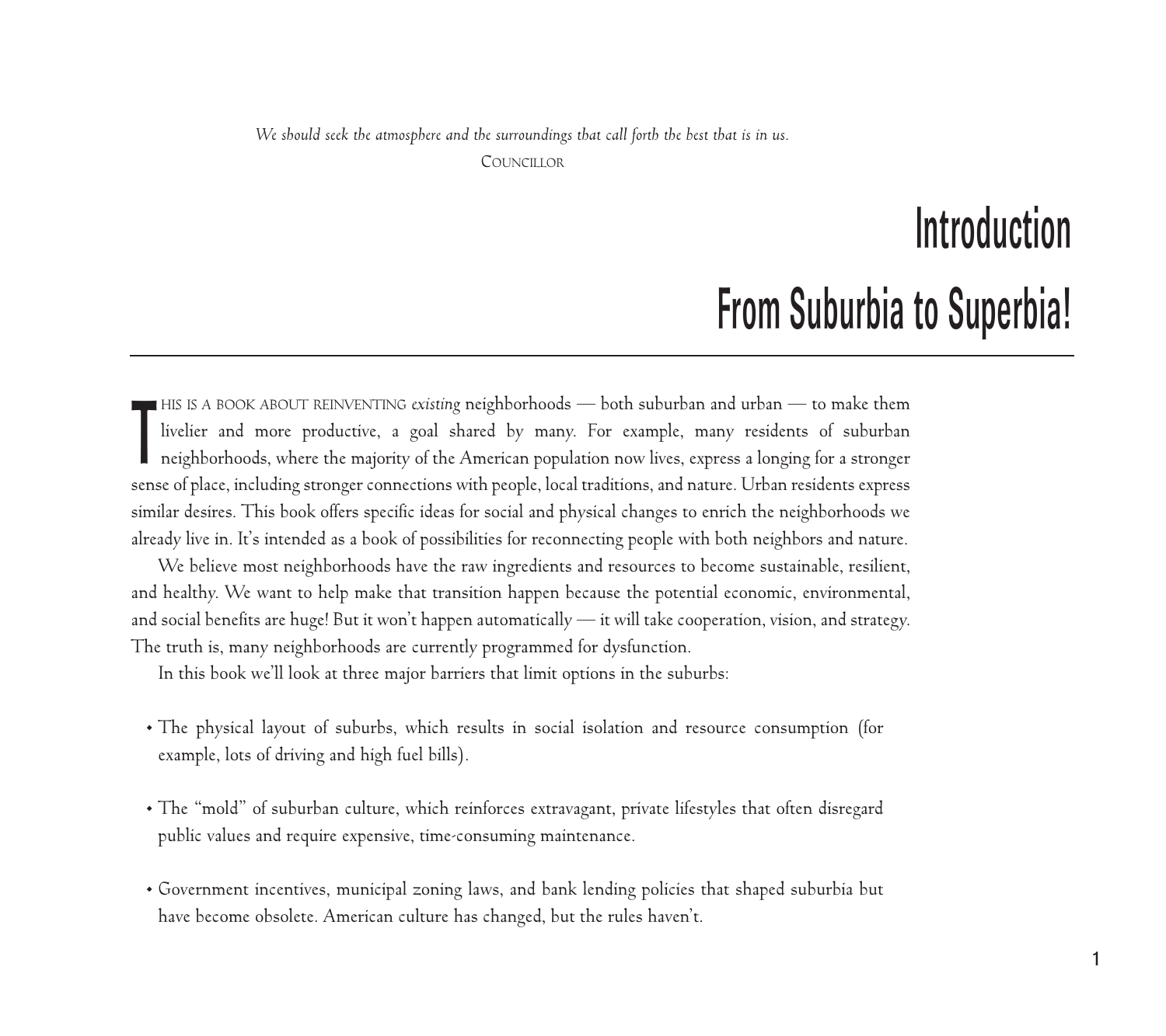*We should seek the atmosphere and the surroundings that call forth the best that is in us.*

COUNCILLOR

# Introduction
# From Suburbia to Superbia!

THIS IS A BOOK ABOUT REINVENTING *existing* neighborhoods — both suburban and urban — to make them livelier and more productive, a goal shared by many. For example, many residents of suburban neighborhoods, where the majority of the American population now lives, express a longing for a stronger sense of place, including stronger connections with people, local traditions, and nature. Urban residents express similar desires. This book offers specific ideas for social and physical changes to enrich the neighborhoods we already live in. It's intended as a book of possibilities for reconnecting people with both neighbors and nature.

We believe most neighborhoods have the raw ingredients and resources to become sustainable, resilient, and healthy. We want to help make that transition happen because the potential economic, environmental, and social benefits are huge! But it won't happen automatically — it will take cooperation, vision, and strategy. The truth is, many neighborhoods are currently programmed for dysfunction.

In this book we'll look at three major barriers that limit options in the suburbs:

- The physical layout of suburbs, which results in social isolation and resource consumption (for example, lots of driving and high fuel bills).
- The "mold" of suburban culture, which reinforces extravagant, private lifestyles that often disregard public values and require expensive, time-consuming maintenance.
- Government incentives, municipal zoning laws, and bank lending policies that shaped suburbia but have become obsolete. American culture has changed, but the rules haven't.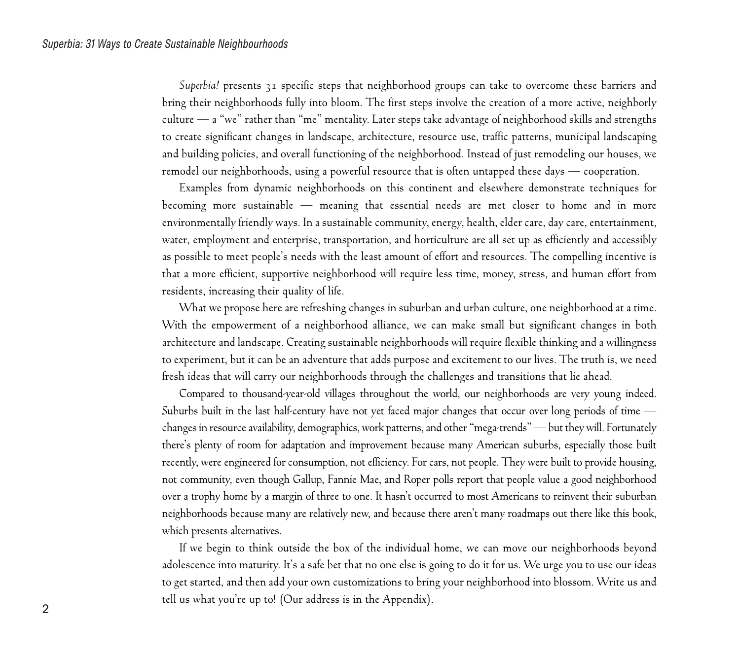*Superbia!* presents 31 specific steps that neighborhood groups can take to overcome these barriers and bring their neighborhoods fully into bloom. The first steps involve the creation of a more active, neighborly culture — a "we" rather than "me" mentality. Later steps take advantage of neighborhood skills and strengths to create significant changes in landscape, architecture, resource use, traffic patterns, municipal landscaping and building policies, and overall functioning of the neighborhood. Instead of just remodeling our houses, we remodel our neighborhoods, using a powerful resource that is often untapped these days — cooperation.

Examples from dynamic neighborhoods on this continent and elsewhere demonstrate techniques for becoming more sustainable — meaning that essential needs are met closer to home and in more environmentally friendly ways. In a sustainable community, energy, health, elder care, day care, entertainment, water, employment and enterprise, transportation, and horticulture are all set up as efficiently and accessibly as possible to meet people's needs with the least amount of effort and resources. The compelling incentive is that a more efficient, supportive neighborhood will require less time, money, stress, and human effort from residents, increasing their quality of life.

What we propose here are refreshing changes in suburban and urban culture, one neighborhood at a time. With the empowerment of a neighborhood alliance, we can make small but significant changes in both architecture and landscape. Creating sustainable neighborhoods will require flexible thinking and a willingness to experiment, but it can be an adventure that adds purpose and excitement to our lives. The truth is, we need fresh ideas that will carry our neighborhoods through the challenges and transitions that lie ahead.

Compared to thousand-year-old villages throughout the world, our neighborhoods are very young indeed. Suburbs built in the last half-century have not yet faced major changes that occur over long periods of time — changes in resource availability, demographics, work patterns, and other "mega-trends" — but they will. Fortunately there's plenty of room for adaptation and improvement because many American suburbs, especially those built recently, were engineered for consumption, not efficiency. For cars, not people. They were built to provide housing, not community, even though Gallup, Fannie Mae, and Roper polls report that people value a good neighborhood over a trophy home by a margin of three to one. It hasn't occurred to most Americans to reinvent their suburban neighborhoods because many are relatively new, and because there aren't many roadmaps out there like this book, which presents alternatives.

If we begin to think outside the box of the individual home, we can move our neighborhoods beyond adolescence into maturity. It's a safe bet that no one else is going to do it for us. We urge you to use our ideas to get started, and then add your own customizations to bring your neighborhood into blossom. Write us and tell us what you're up to! (Our address is in the Appendix).